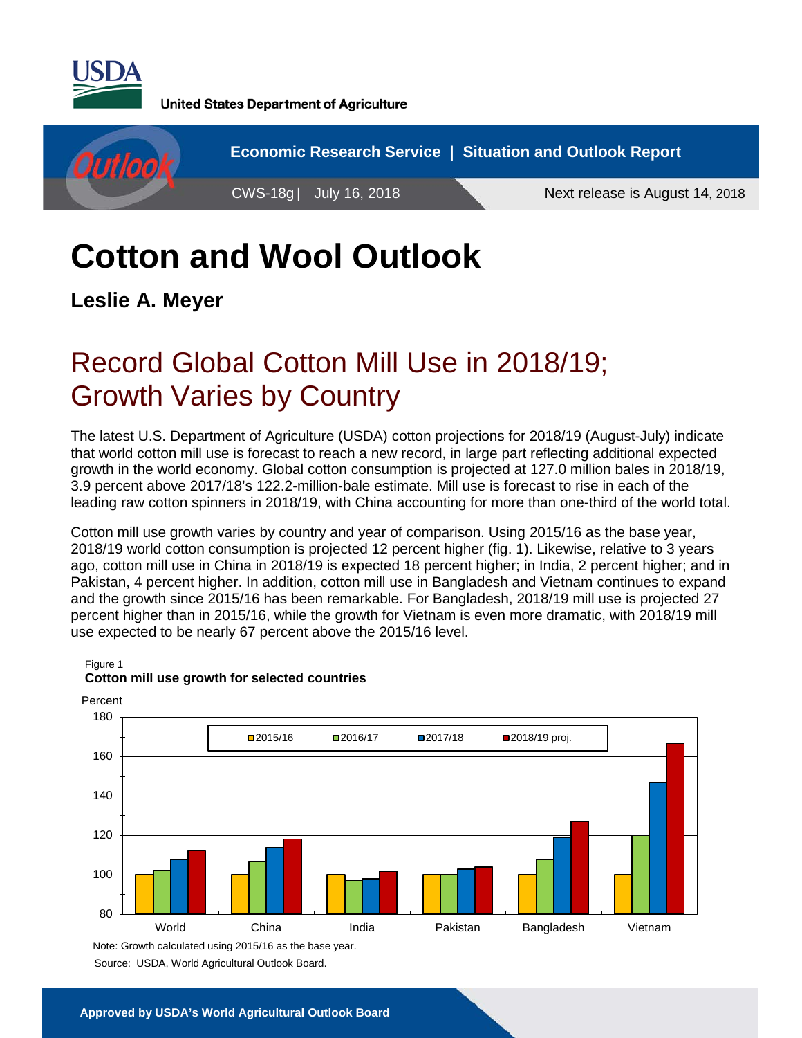United States Department of Agriculture

Economic Research Service | Situation and Outlook Report

CWS-18g | July 16, 2018

Next release is August 14, 2018

# Cotton and Wool Outlook

**Leslie A. Meyer**

## Record Global Cotton Mill Use in 2018/19; Growth Varies by Country

The latest U.S. Department of Agriculture (USDA) cotton projections for 2018/19 (August-July) indicate that world cotton mill use is forecast to reach a new record, in large part reflecting additional expected growth in the world economy. Global cotton consumption is projected at 127.0 million bales in 2018/19, 3.9 percent above 2017/18's 122.2-million-bale estimate. Mill use is forecast to rise in each of the leading raw cotton spinners in 2018/19, with China accounting for more than one-third of the world total.

Cotton mill use growth varies by country and year of comparison. Using 2015/16 as the base year, 2018/19 world cotton consumption is projected 12 percent higher (fig. 1). Likewise, relative to 3 years ago, cotton mill use in China in 2018/19 is expected 18 percent higher; in India, 2 percent higher; and in Pakistan, 4 percent higher. In addition, cotton mill use in Bangladesh and Vietnam continues to expand and the growth since 2015/16 has been remarkable. For Bangladesh, 2018/19 mill use is projected 27 percent higher than in 2015/16, while the growth for Vietnam is even more dramatic, with 2018/19 mill use expected to be nearly 67 percent above the 2015/16 level.

Figure 1
**Cotton mill use growth for selected countries**

Note: Growth calculated using 2015/16 as the base year.
Source: USDA, World Agricultural Outlook Board.

Approved by USDA's World Agricultural Outlook Board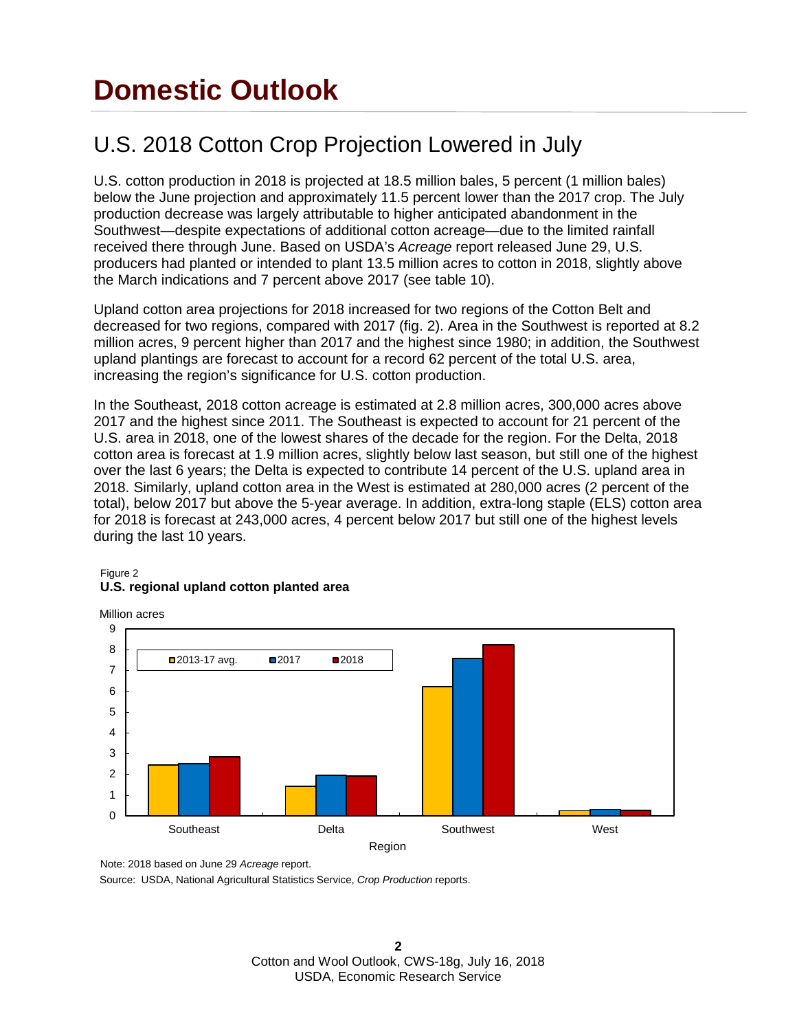# Domestic Outlook

## U.S. 2018 Cotton Crop Projection Lowered in July

U.S. cotton production in 2018 is projected at 18.5 million bales, 5 percent (1 million bales) below the June projection and approximately 11.5 percent lower than the 2017 crop. The July production decrease was largely attributable to higher anticipated abandonment in the Southwest—despite expectations of additional cotton acreage—due to the limited rainfall received there through June. Based on USDA's *Acreage* report released June 29, U.S. producers had planted or intended to plant 13.5 million acres to cotton in 2018, slightly above the March indications and 7 percent above 2017 (see table 10).

Upland cotton area projections for 2018 increased for two regions of the Cotton Belt and decreased for two regions, compared with 2017 (fig. 2). Area in the Southwest is reported at 8.2 million acres, 9 percent higher than 2017 and the highest since 1980; in addition, the Southwest upland plantings are forecast to account for a record 62 percent of the total U.S. area, increasing the region's significance for U.S. cotton production.

In the Southeast, 2018 cotton acreage is estimated at 2.8 million acres, 300,000 acres above 2017 and the highest since 2011. The Southeast is expected to account for 21 percent of the U.S. area in 2018, one of the lowest shares of the decade for the region. For the Delta, 2018 cotton area is forecast at 1.9 million acres, slightly below last season, but still one of the highest over the last 6 years; the Delta is expected to contribute 14 percent of the U.S. upland area in 2018. Similarly, upland cotton area in the West is estimated at 280,000 acres (2 percent of the total), below 2017 but above the 5-year average. In addition, extra-long staple (ELS) cotton area for 2018 is forecast at 243,000 acres, 4 percent below 2017 but still one of the highest levels during the last 10 years.

Figure 2
**U.S. regional upland cotton planted area**

Note: 2018 based on June 29 *Acreage* report.

Source: USDA, National Agricultural Statistics Service, *Crop Production* reports.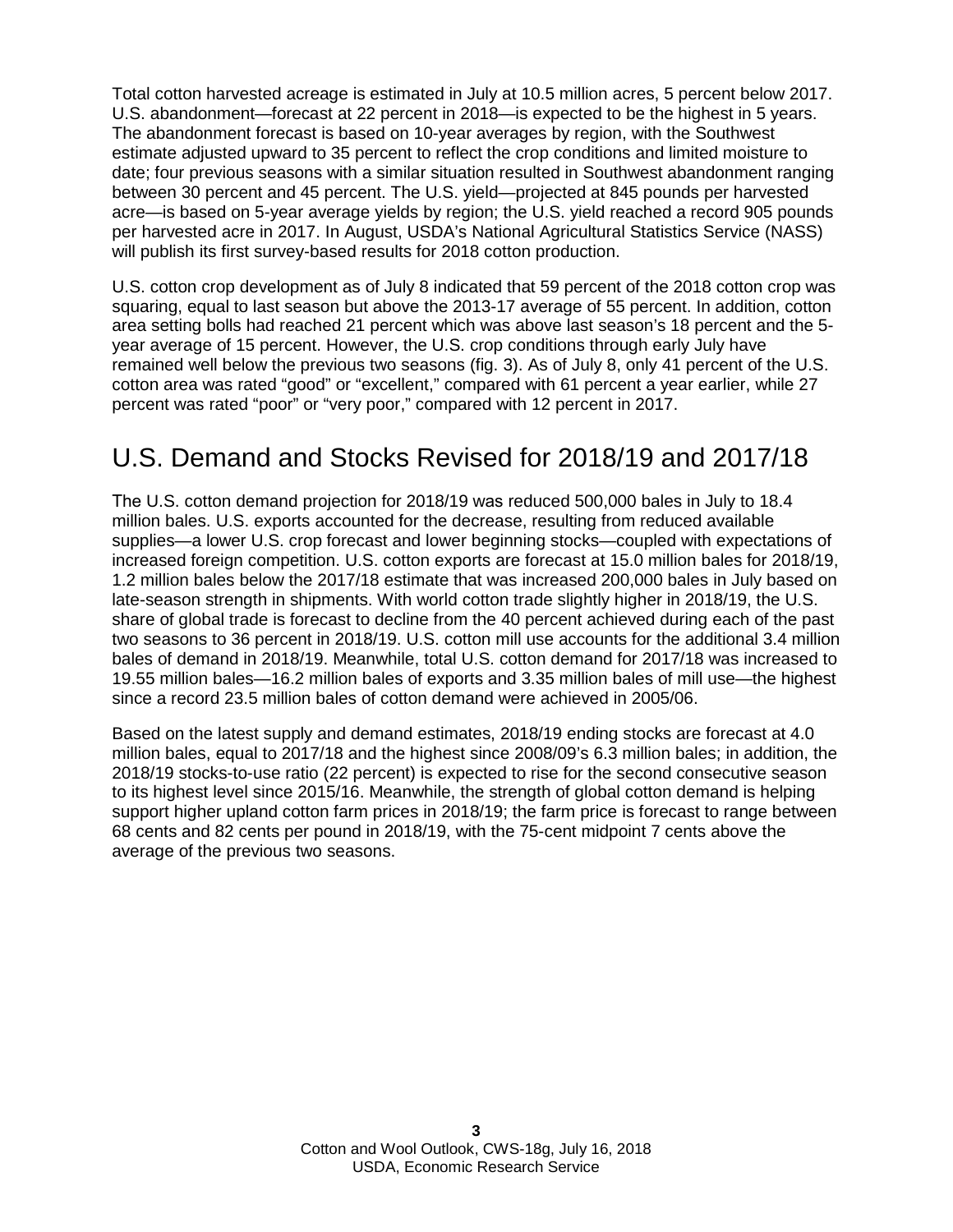Total cotton harvested acreage is estimated in July at 10.5 million acres, 5 percent below 2017. U.S. abandonment—forecast at 22 percent in 2018—is expected to be the highest in 5 years. The abandonment forecast is based on 10-year averages by region, with the Southwest estimate adjusted upward to 35 percent to reflect the crop conditions and limited moisture to date; four previous seasons with a similar situation resulted in Southwest abandonment ranging between 30 percent and 45 percent. The U.S. yield—projected at 845 pounds per harvested acre—is based on 5-year average yields by region; the U.S. yield reached a record 905 pounds per harvested acre in 2017. In August, USDA's National Agricultural Statistics Service (NASS) will publish its first survey-based results for 2018 cotton production.

U.S. cotton crop development as of July 8 indicated that 59 percent of the 2018 cotton crop was squaring, equal to last season but above the 2013-17 average of 55 percent. In addition, cotton area setting bolls had reached 21 percent which was above last season's 18 percent and the 5-year average of 15 percent. However, the U.S. crop conditions through early July have remained well below the previous two seasons (fig. 3). As of July 8, only 41 percent of the U.S. cotton area was rated "good" or "excellent," compared with 61 percent a year earlier, while 27 percent was rated "poor" or "very poor," compared with 12 percent in 2017.

## U.S. Demand and Stocks Revised for 2018/19 and 2017/18

The U.S. cotton demand projection for 2018/19 was reduced 500,000 bales in July to 18.4 million bales. U.S. exports accounted for the decrease, resulting from reduced available supplies—a lower U.S. crop forecast and lower beginning stocks—coupled with expectations of increased foreign competition. U.S. cotton exports are forecast at 15.0 million bales for 2018/19, 1.2 million bales below the 2017/18 estimate that was increased 200,000 bales in July based on late-season strength in shipments. With world cotton trade slightly higher in 2018/19, the U.S. share of global trade is forecast to decline from the 40 percent achieved during each of the past two seasons to 36 percent in 2018/19. U.S. cotton mill use accounts for the additional 3.4 million bales of demand in 2018/19. Meanwhile, total U.S. cotton demand for 2017/18 was increased to 19.55 million bales—16.2 million bales of exports and 3.35 million bales of mill use—the highest since a record 23.5 million bales of cotton demand were achieved in 2005/06.

Based on the latest supply and demand estimates, 2018/19 ending stocks are forecast at 4.0 million bales, equal to 2017/18 and the highest since 2008/09's 6.3 million bales; in addition, the 2018/19 stocks-to-use ratio (22 percent) is expected to rise for the second consecutive season to its highest level since 2015/16. Meanwhile, the strength of global cotton demand is helping support higher upland cotton farm prices in 2018/19; the farm price is forecast to range between 68 cents and 82 cents per pound in 2018/19, with the 75-cent midpoint 7 cents above the average of the previous two seasons.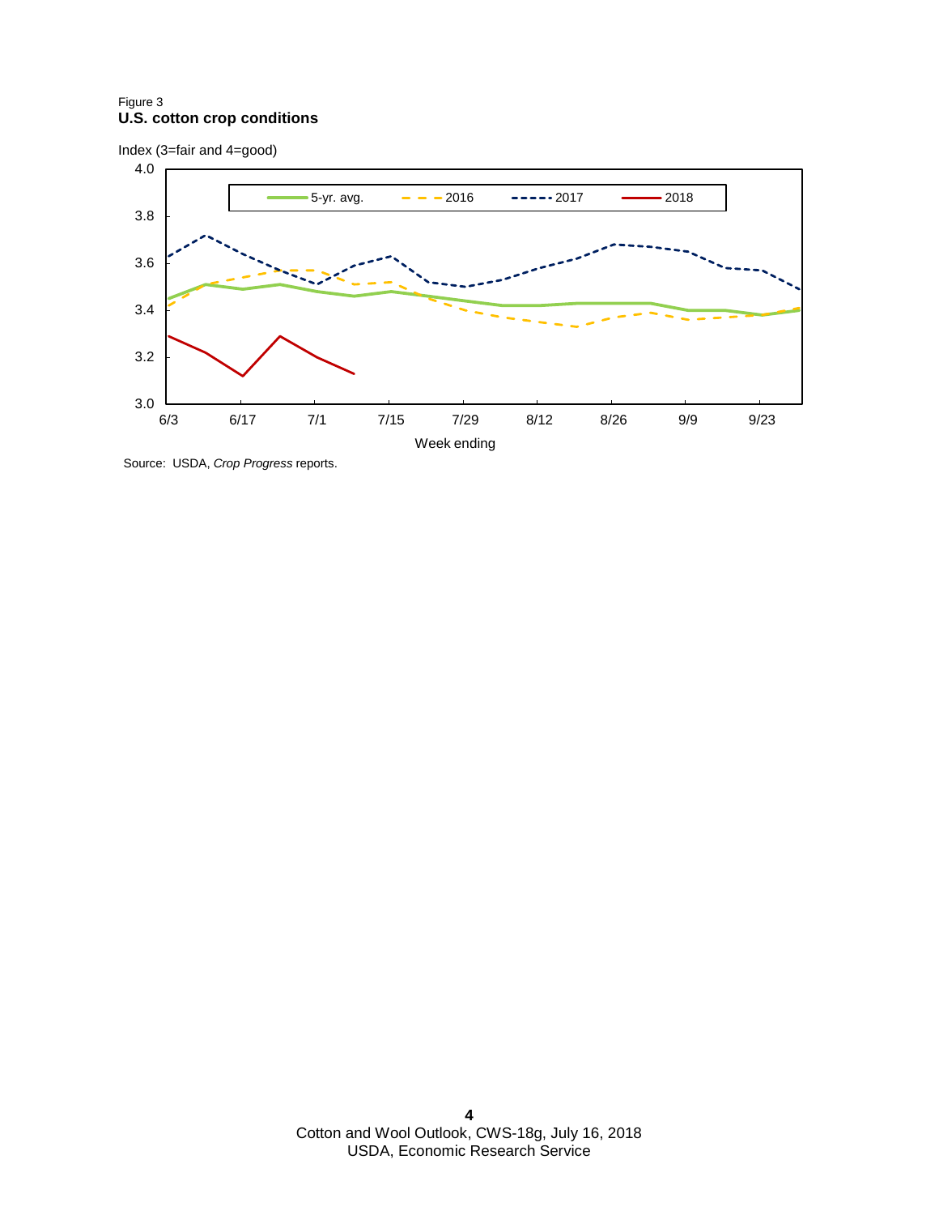Figure 3
**U.S. cotton crop conditions**

Index (3=fair and 4=good)

Source: USDA, *Crop Progress* reports.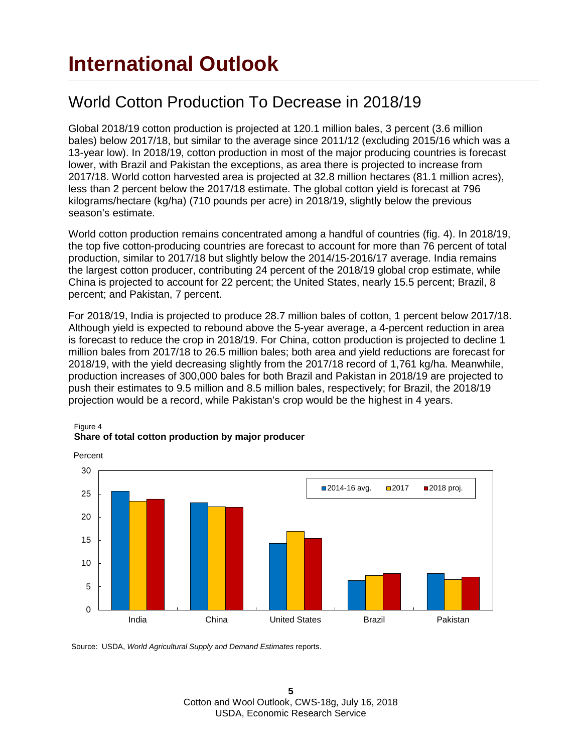# International Outlook

## World Cotton Production To Decrease in 2018/19

Global 2018/19 cotton production is projected at 120.1 million bales, 3 percent (3.6 million bales) below 2017/18, but similar to the average since 2011/12 (excluding 2015/16 which was a 13-year low). In 2018/19, cotton production in most of the major producing countries is forecast lower, with Brazil and Pakistan the exceptions, as area there is projected to increase from 2017/18. World cotton harvested area is projected at 32.8 million hectares (81.1 million acres), less than 2 percent below the 2017/18 estimate. The global cotton yield is forecast at 796 kilograms/hectare (kg/ha) (710 pounds per acre) in 2018/19, slightly below the previous season's estimate.

World cotton production remains concentrated among a handful of countries (fig. 4). In 2018/19, the top five cotton-producing countries are forecast to account for more than 76 percent of total production, similar to 2017/18 but slightly below the 2014/15-2016/17 average. India remains the largest cotton producer, contributing 24 percent of the 2018/19 global crop estimate, while China is projected to account for 22 percent; the United States, nearly 15.5 percent; Brazil, 8 percent; and Pakistan, 7 percent.

For 2018/19, India is projected to produce 28.7 million bales of cotton, 1 percent below 2017/18. Although yield is expected to rebound above the 5-year average, a 4-percent reduction in area is forecast to reduce the crop in 2018/19. For China, cotton production is projected to decline 1 million bales from 2017/18 to 26.5 million bales; both area and yield reductions are forecast for 2018/19, with the yield decreasing slightly from the 2017/18 record of 1,761 kg/ha. Meanwhile, production increases of 300,000 bales for both Brazil and Pakistan in 2018/19 are projected to push their estimates to 9.5 million and 8.5 million bales, respectively; for Brazil, the 2018/19 projection would be a record, while Pakistan's crop would be the highest in 4 years.

Figure 4
**Share of total cotton production by major producer**

Source: USDA, *World Agricultural Supply and Demand Estimates* reports.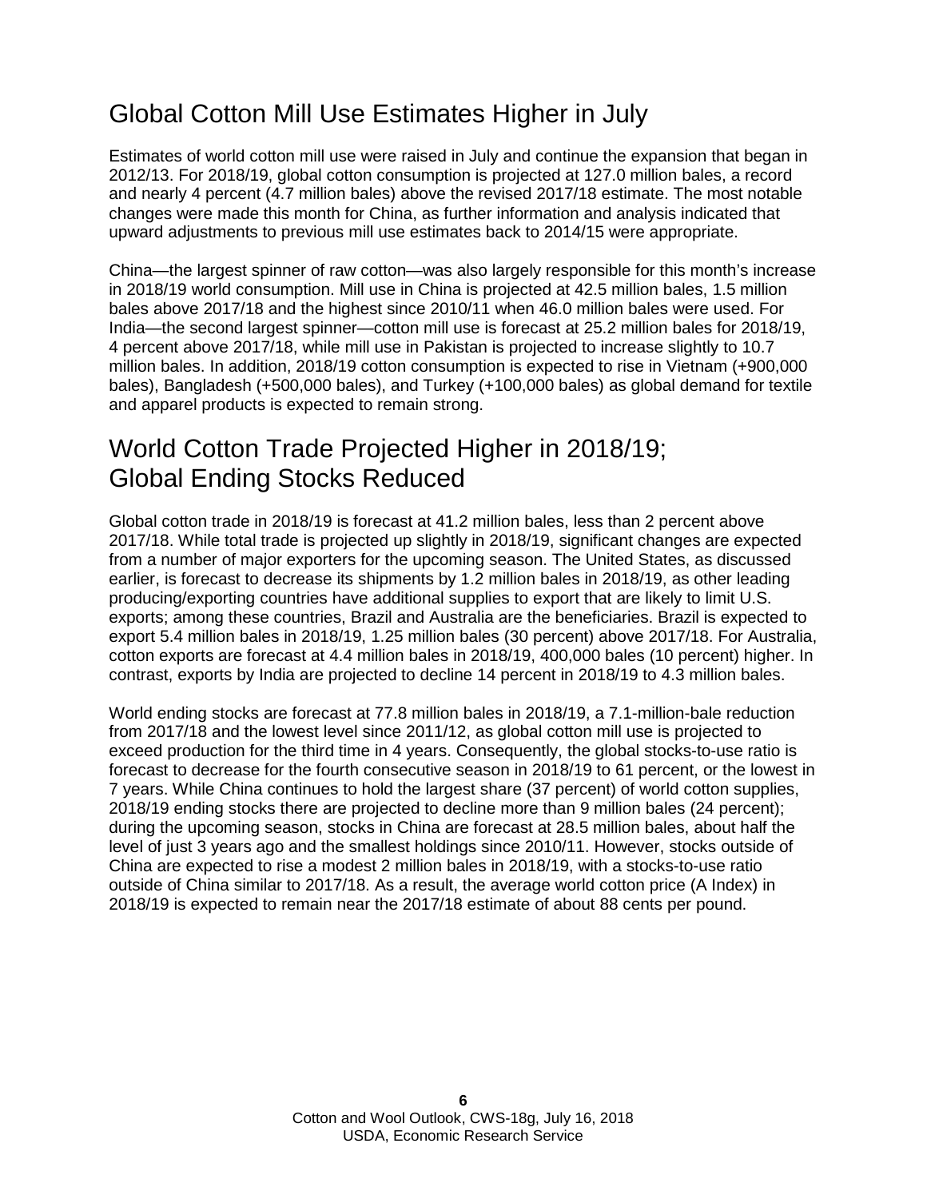## Global Cotton Mill Use Estimates Higher in July

Estimates of world cotton mill use were raised in July and continue the expansion that began in 2012/13. For 2018/19, global cotton consumption is projected at 127.0 million bales, a record and nearly 4 percent (4.7 million bales) above the revised 2017/18 estimate. The most notable changes were made this month for China, as further information and analysis indicated that upward adjustments to previous mill use estimates back to 2014/15 were appropriate.

China—the largest spinner of raw cotton—was also largely responsible for this month's increase in 2018/19 world consumption. Mill use in China is projected at 42.5 million bales, 1.5 million bales above 2017/18 and the highest since 2010/11 when 46.0 million bales were used. For India—the second largest spinner—cotton mill use is forecast at 25.2 million bales for 2018/19, 4 percent above 2017/18, while mill use in Pakistan is projected to increase slightly to 10.7 million bales. In addition, 2018/19 cotton consumption is expected to rise in Vietnam (+900,000 bales), Bangladesh (+500,000 bales), and Turkey (+100,000 bales) as global demand for textile and apparel products is expected to remain strong.

## World Cotton Trade Projected Higher in 2018/19; Global Ending Stocks Reduced

Global cotton trade in 2018/19 is forecast at 41.2 million bales, less than 2 percent above 2017/18. While total trade is projected up slightly in 2018/19, significant changes are expected from a number of major exporters for the upcoming season. The United States, as discussed earlier, is forecast to decrease its shipments by 1.2 million bales in 2018/19, as other leading producing/exporting countries have additional supplies to export that are likely to limit U.S. exports; among these countries, Brazil and Australia are the beneficiaries. Brazil is expected to export 5.4 million bales in 2018/19, 1.25 million bales (30 percent) above 2017/18. For Australia, cotton exports are forecast at 4.4 million bales in 2018/19, 400,000 bales (10 percent) higher. In contrast, exports by India are projected to decline 14 percent in 2018/19 to 4.3 million bales.

World ending stocks are forecast at 77.8 million bales in 2018/19, a 7.1-million-bale reduction from 2017/18 and the lowest level since 2011/12, as global cotton mill use is projected to exceed production for the third time in 4 years. Consequently, the global stocks-to-use ratio is forecast to decrease for the fourth consecutive season in 2018/19 to 61 percent, or the lowest in 7 years. While China continues to hold the largest share (37 percent) of world cotton supplies, 2018/19 ending stocks there are projected to decline more than 9 million bales (24 percent); during the upcoming season, stocks in China are forecast at 28.5 million bales, about half the level of just 3 years ago and the smallest holdings since 2010/11. However, stocks outside of China are expected to rise a modest 2 million bales in 2018/19, with a stocks-to-use ratio outside of China similar to 2017/18. As a result, the average world cotton price (A Index) in 2018/19 is expected to remain near the 2017/18 estimate of about 88 cents per pound.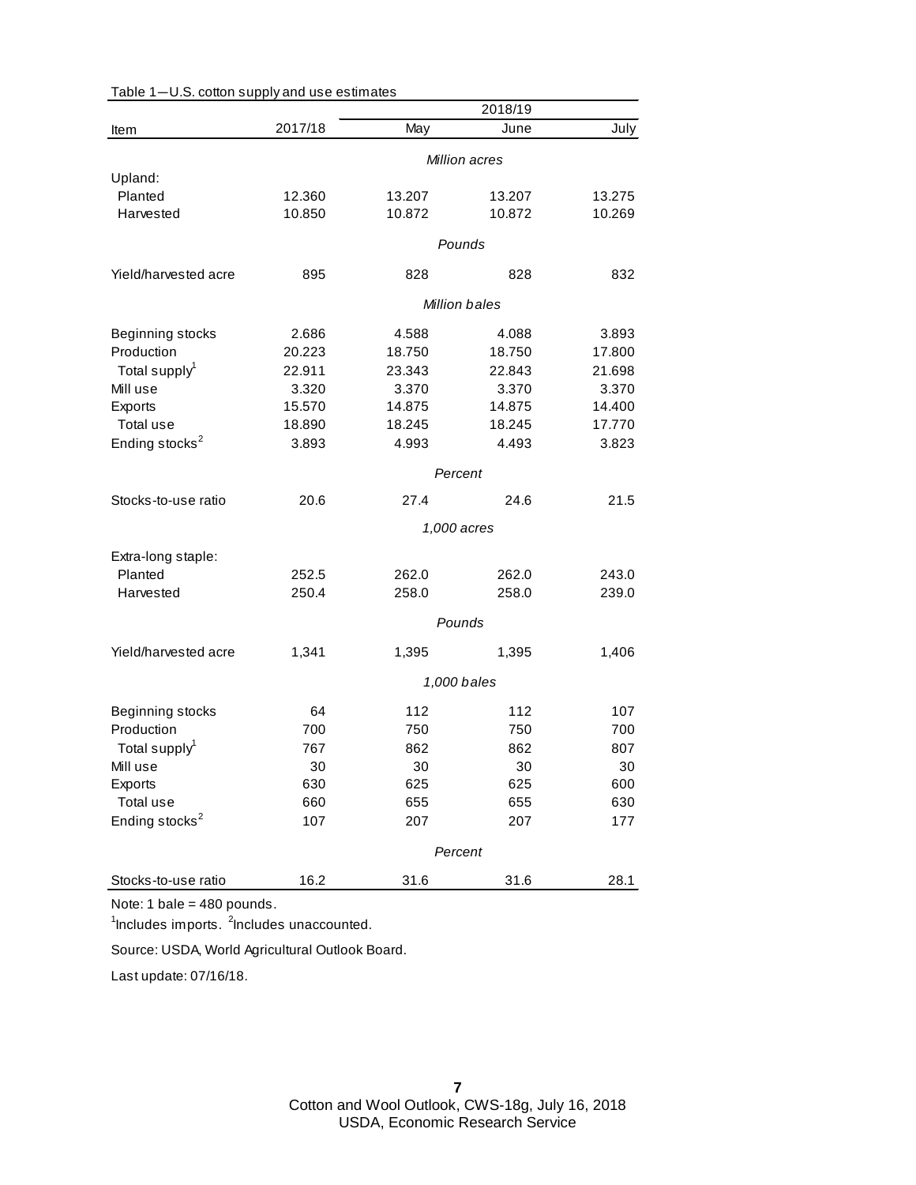Table 1—U.S. cotton supply and use estimates

| Item | 2017/18 | 2018/19 | | |
|---|---|---|---|---|
| | | May | June | July |
| | | *Million acres* | | |
| Upland: | | | | |
| Planted | 12.360 | 13.207 | 13.207 | 13.275 |
| Harvested | 10.850 | 10.872 | 10.872 | 10.269 |
| | | *Pounds* | | |
| Yield/harvested acre | 895 | 828 | 828 | 832 |
| | | *Million bales* | | |
| Beginning stocks | 2.686 | 4.588 | 4.088 | 3.893 |
| Production | 20.223 | 18.750 | 18.750 | 17.800 |
| Total supply[1] | 22.911 | 23.343 | 22.843 | 21.698 |
| Mill use | 3.320 | 3.370 | 3.370 | 3.370 |
| Exports | 15.570 | 14.875 | 14.875 | 14.400 |
| Total use | 18.890 | 18.245 | 18.245 | 17.770 |
| Ending stocks[2] | 3.893 | 4.993 | 4.493 | 3.823 |
| | | *Percent* | | |
| Stocks-to-use ratio | 20.6 | 27.4 | 24.6 | 21.5 |
| | | *1,000 acres* | | |
| Extra-long staple: | | | | |
| Planted | 252.5 | 262.0 | 262.0 | 243.0 |
| Harvested | 250.4 | 258.0 | 258.0 | 239.0 |
| | | *Pounds* | | |
| Yield/harvested acre | 1,341 | 1,395 | 1,395 | 1,406 |
| | | *1,000 bales* | | |
| Beginning stocks | 64 | 112 | 112 | 107 |
| Production | 700 | 750 | 750 | 700 |
| Total supply[1] | 767 | 862 | 862 | 807 |
| Mill use | 30 | 30 | 30 | 30 |
| Exports | 630 | 625 | 625 | 600 |
| Total use | 660 | 655 | 655 | 630 |
| Ending stocks[2] | 107 | 207 | 207 | 177 |
| | | *Percent* | | |
| Stocks-to-use ratio | 16.2 | 31.6 | 31.6 | 28.1 |

Note: 1 bale = 480 pounds.

[1]Includes imports. [2]Includes unaccounted.

Source: USDA, World Agricultural Outlook Board.

Last update: 07/16/18.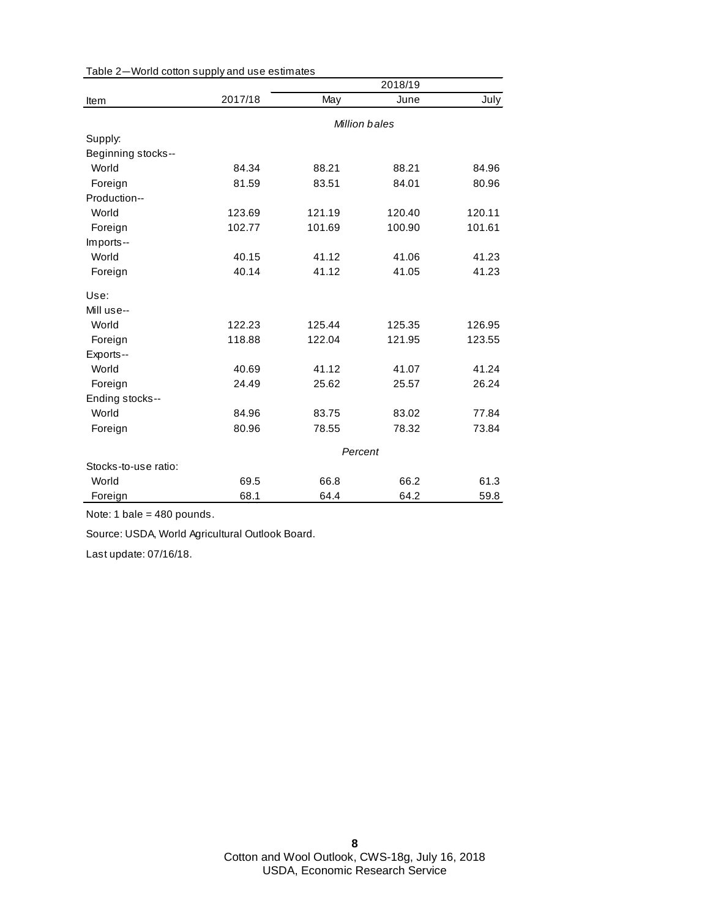Table 2—World cotton supply and use estimates

| Item | 2017/18 | 2018/19 | | |
|---|---|---|---|---|
| | | May | June | July |
| | | *Million bales* | | |
| Supply: | | | | |
| Beginning stocks-- | | | | |
| World | 84.34 | 88.21 | 88.21 | 84.96 |
| Foreign | 81.59 | 83.51 | 84.01 | 80.96 |
| Production-- | | | | |
| World | 123.69 | 121.19 | 120.40 | 120.11 |
| Foreign | 102.77 | 101.69 | 100.90 | 101.61 |
| Imports-- | | | | |
| World | 40.15 | 41.12 | 41.06 | 41.23 |
| Foreign | 40.14 | 41.12 | 41.05 | 41.23 |
| Use: | | | | |
| Mill use-- | | | | |
| World | 122.23 | 125.44 | 125.35 | 126.95 |
| Foreign | 118.88 | 122.04 | 121.95 | 123.55 |
| Exports-- | | | | |
| World | 40.69 | 41.12 | 41.07 | 41.24 |
| Foreign | 24.49 | 25.62 | 25.57 | 26.24 |
| Ending stocks-- | | | | |
| World | 84.96 | 83.75 | 83.02 | 77.84 |
| Foreign | 80.96 | 78.55 | 78.32 | 73.84 |
| | | *Percent* | | |
| Stocks-to-use ratio: | | | | |
| World | 69.5 | 66.8 | 66.2 | 61.3 |
| Foreign | 68.1 | 64.4 | 64.2 | 59.8 |

Note: 1 bale = 480 pounds.

Source: USDA, World Agricultural Outlook Board.

Last update: 07/16/18.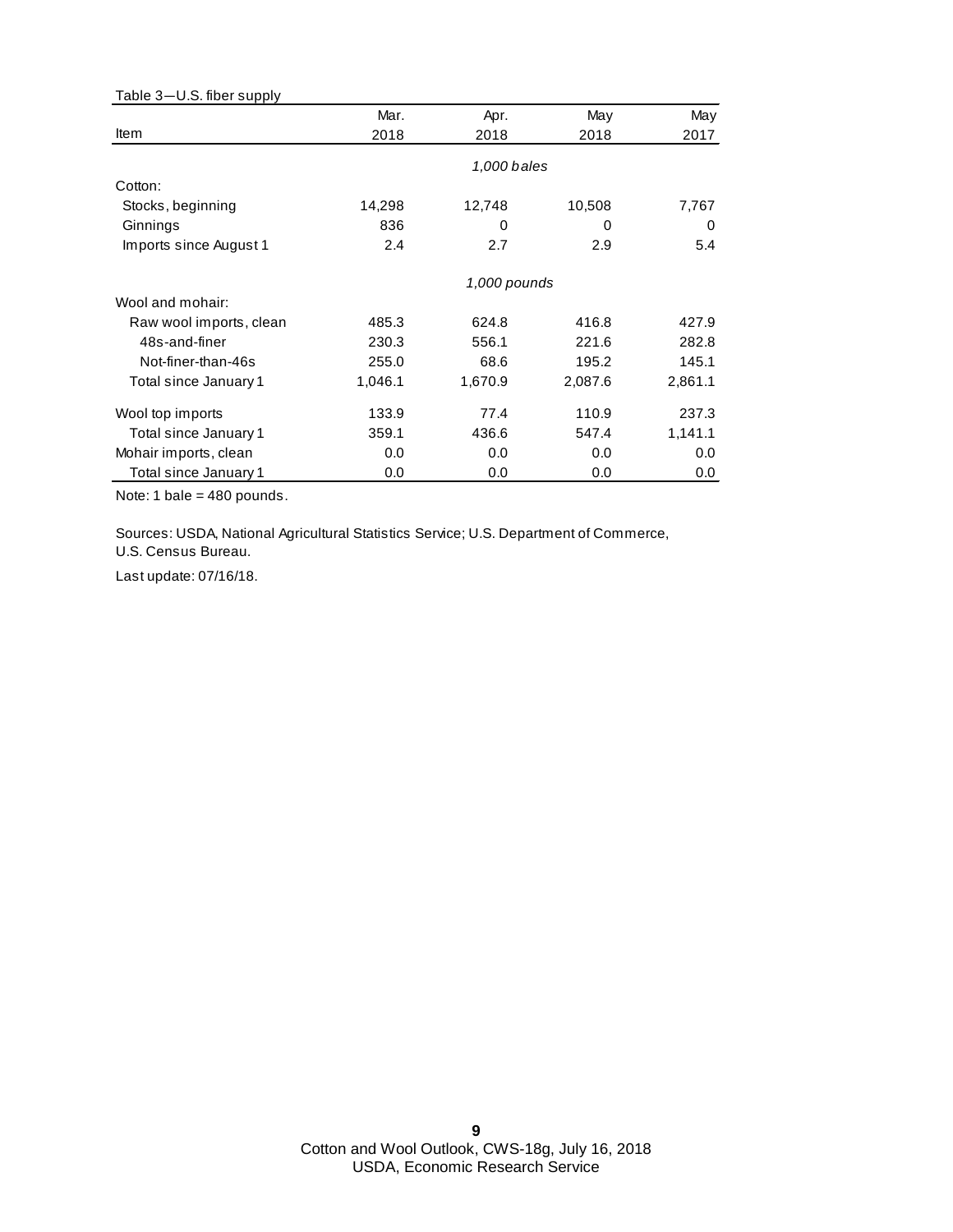Table 3—U.S. fiber supply

| Item | Mar. 2018 | Apr. 2018 | May 2018 | May 2017 |
|---|---|---|---|---|
| | | *1,000 bales* | | |
| Cotton: | | | | |
| Stocks, beginning | 14,298 | 12,748 | 10,508 | 7,767 |
| Ginnings | 836 | 0 | 0 | 0 |
| Imports since August 1 | 2.4 | 2.7 | 2.9 | 5.4 |
| | | *1,000 pounds* | | |
| Wool and mohair: | | | | |
| Raw wool imports, clean | 485.3 | 624.8 | 416.8 | 427.9 |
| 48s-and-finer | 230.3 | 556.1 | 221.6 | 282.8 |
| Not-finer-than-46s | 255.0 | 68.6 | 195.2 | 145.1 |
| Total since January 1 | 1,046.1 | 1,670.9 | 2,087.6 | 2,861.1 |
| Wool top imports | 133.9 | 77.4 | 110.9 | 237.3 |
| Total since January 1 | 359.1 | 436.6 | 547.4 | 1,141.1 |
| Mohair imports, clean | 0.0 | 0.0 | 0.0 | 0.0 |
| Total since January 1 | 0.0 | 0.0 | 0.0 | 0.0 |

Note: 1 bale = 480 pounds.

Sources: USDA, National Agricultural Statistics Service; U.S. Department of Commerce, U.S. Census Bureau.

Last update: 07/16/18.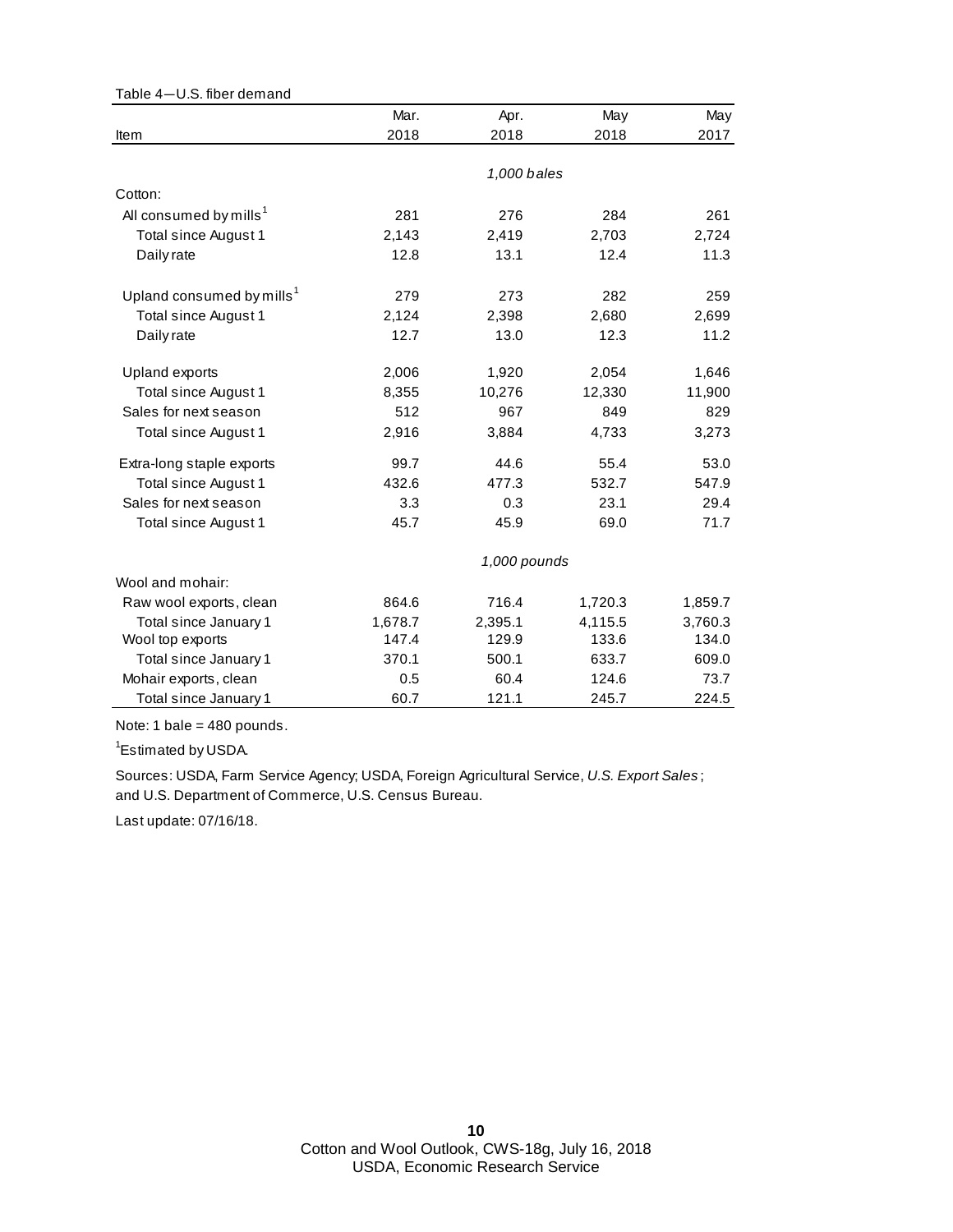Table 4—U.S. fiber demand

| Item | Mar. 2018 | Apr. 2018 | May 2018 | May 2017 |
|---|---|---|---|---|
| | | *1,000 bales* | | |
| Cotton: | | | | |
| All consumed by mills[1] | 281 | 276 | 284 | 261 |
| Total since August 1 | 2,143 | 2,419 | 2,703 | 2,724 |
| Daily rate | 12.8 | 13.1 | 12.4 | 11.3 |
| Upland consumed by mills[1] | 279 | 273 | 282 | 259 |
| Total since August 1 | 2,124 | 2,398 | 2,680 | 2,699 |
| Daily rate | 12.7 | 13.0 | 12.3 | 11.2 |
| Upland exports | 2,006 | 1,920 | 2,054 | 1,646 |
| Total since August 1 | 8,355 | 10,276 | 12,330 | 11,900 |
| Sales for next season | 512 | 967 | 849 | 829 |
| Total since August 1 | 2,916 | 3,884 | 4,733 | 3,273 |
| Extra-long staple exports | 99.7 | 44.6 | 55.4 | 53.0 |
| Total since August 1 | 432.6 | 477.3 | 532.7 | 547.9 |
| Sales for next season | 3.3 | 0.3 | 23.1 | 29.4 |
| Total since August 1 | 45.7 | 45.9 | 69.0 | 71.7 |
| | | *1,000 pounds* | | |
| Wool and mohair: | | | | |
| Raw wool exports, clean | 864.6 | 716.4 | 1,720.3 | 1,859.7 |
| Total since January 1 | 1,678.7 | 2,395.1 | 4,115.5 | 3,760.3 |
| Wool top exports | 147.4 | 129.9 | 133.6 | 134.0 |
| Total since January 1 | 370.1 | 500.1 | 633.7 | 609.0 |
| Mohair exports, clean | 0.5 | 60.4 | 124.6 | 73.7 |
| Total since January 1 | 60.7 | 121.1 | 245.7 | 224.5 |

Note: 1 bale = 480 pounds.

[1]Estimated by USDA.

Sources: USDA, Farm Service Agency; USDA, Foreign Agricultural Service, *U.S. Export Sales*; and U.S. Department of Commerce, U.S. Census Bureau.

Last update: 07/16/18.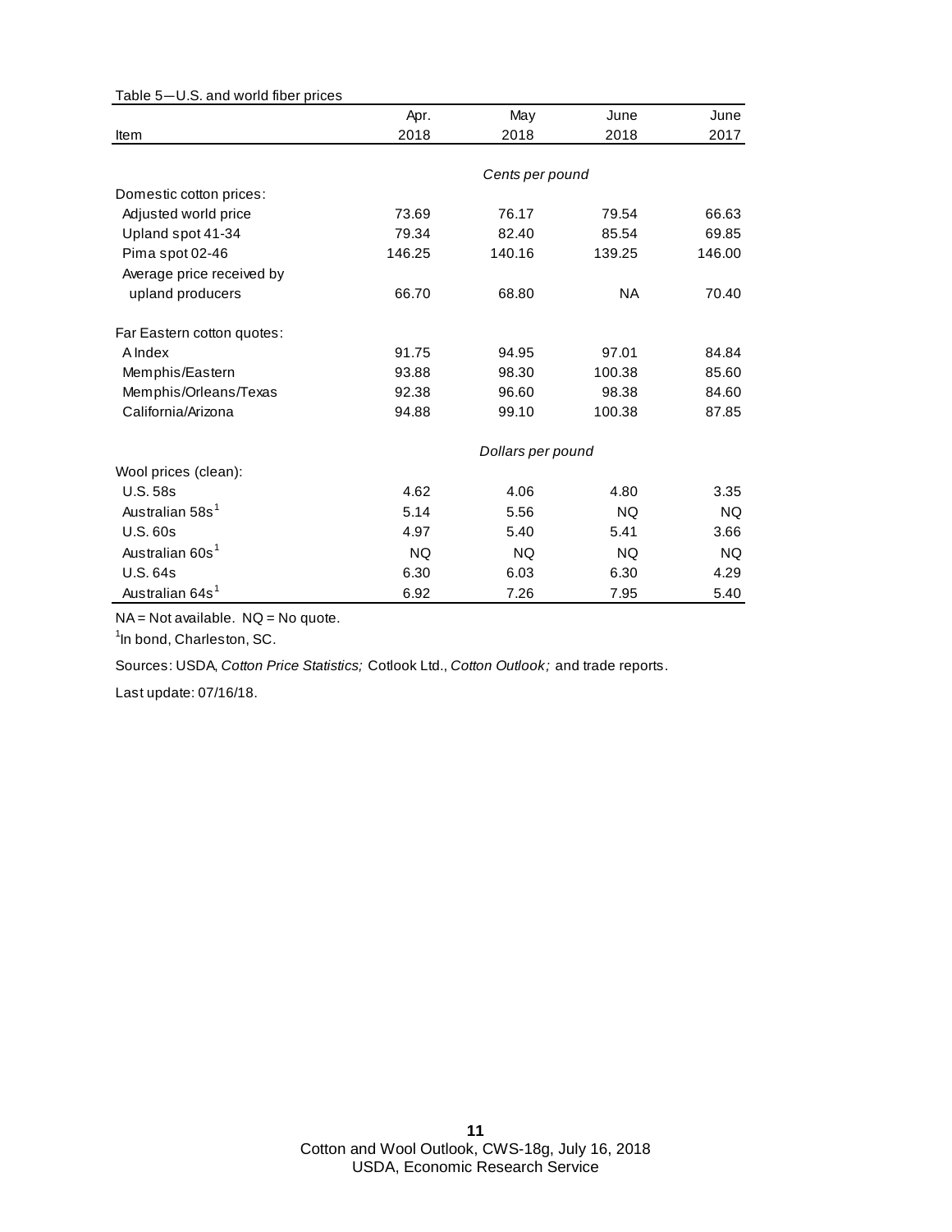Table 5—U.S. and world fiber prices

| Item | Apr. 2018 | May 2018 | June 2018 | June 2017 |
|---|---|---|---|---|
| | | *Cents per pound* | | |
| Domestic cotton prices: | | | | |
| Adjusted world price | 73.69 | 76.17 | 79.54 | 66.63 |
| Upland spot 41-34 | 79.34 | 82.40 | 85.54 | 69.85 |
| Pima spot 02-46 | 146.25 | 140.16 | 139.25 | 146.00 |
| Average price received by upland producers | 66.70 | 68.80 | NA | 70.40 |
| Far Eastern cotton quotes: | | | | |
| A Index | 91.75 | 94.95 | 97.01 | 84.84 |
| Memphis/Eastern | 93.88 | 98.30 | 100.38 | 85.60 |
| Memphis/Orleans/Texas | 92.38 | 96.60 | 98.38 | 84.60 |
| California/Arizona | 94.88 | 99.10 | 100.38 | 87.85 |
| | | *Dollars per pound* | | |
| Wool prices (clean): | | | | |
| U.S. 58s | 4.62 | 4.06 | 4.80 | 3.35 |
| Australian 58s[1] | 5.14 | 5.56 | NQ | NQ |
| U.S. 60s | 4.97 | 5.40 | 5.41 | 3.66 |
| Australian 60s[1] | NQ | NQ | NQ | NQ |
| U.S. 64s | 6.30 | 6.03 | 6.30 | 4.29 |
| Australian 64s[1] | 6.92 | 7.26 | 7.95 | 5.40 |

NA = Not available. NQ = No quote.

[1]In bond, Charleston, SC.

Sources: USDA, *Cotton Price Statistics;* Cotlook Ltd., *Cotton Outlook;* and trade reports.

Last update: 07/16/18.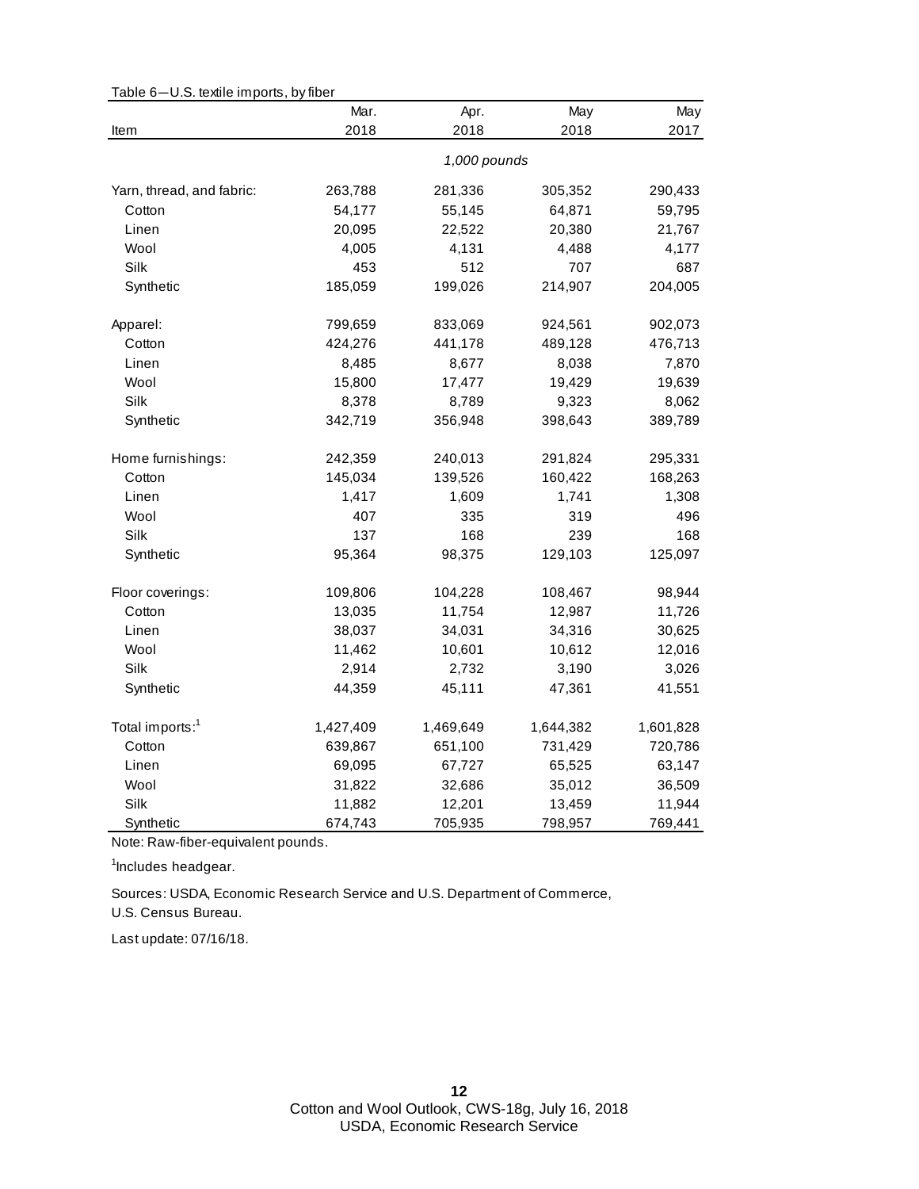Table 6—U.S. textile imports, by fiber

| Item | Mar. 2018 | Apr. 2018 | May 2018 | May 2017 |
|---|---|---|---|---|
| | *1,000 pounds* | | | |
| Yarn, thread, and fabric: | 263,788 | 281,336 | 305,352 | 290,433 |
| Cotton | 54,177 | 55,145 | 64,871 | 59,795 |
| Linen | 20,095 | 22,522 | 20,380 | 21,767 |
| Wool | 4,005 | 4,131 | 4,488 | 4,177 |
| Silk | 453 | 512 | 707 | 687 |
| Synthetic | 185,059 | 199,026 | 214,907 | 204,005 |
| Apparel: | 799,659 | 833,069 | 924,561 | 902,073 |
| Cotton | 424,276 | 441,178 | 489,128 | 476,713 |
| Linen | 8,485 | 8,677 | 8,038 | 7,870 |
| Wool | 15,800 | 17,477 | 19,429 | 19,639 |
| Silk | 8,378 | 8,789 | 9,323 | 8,062 |
| Synthetic | 342,719 | 356,948 | 398,643 | 389,789 |
| Home furnishings: | 242,359 | 240,013 | 291,824 | 295,331 |
| Cotton | 145,034 | 139,526 | 160,422 | 168,263 |
| Linen | 1,417 | 1,609 | 1,741 | 1,308 |
| Wool | 407 | 335 | 319 | 496 |
| Silk | 137 | 168 | 239 | 168 |
| Synthetic | 95,364 | 98,375 | 129,103 | 125,097 |
| Floor coverings: | 109,806 | 104,228 | 108,467 | 98,944 |
| Cotton | 13,035 | 11,754 | 12,987 | 11,726 |
| Linen | 38,037 | 34,031 | 34,316 | 30,625 |
| Wool | 11,462 | 10,601 | 10,612 | 12,016 |
| Silk | 2,914 | 2,732 | 3,190 | 3,026 |
| Synthetic | 44,359 | 45,111 | 47,361 | 41,551 |
| Total imports:[1] | 1,427,409 | 1,469,649 | 1,644,382 | 1,601,828 |
| Cotton | 639,867 | 651,100 | 731,429 | 720,786 |
| Linen | 69,095 | 67,727 | 65,525 | 63,147 |
| Wool | 31,822 | 32,686 | 35,012 | 36,509 |
| Silk | 11,882 | 12,201 | 13,459 | 11,944 |
| Synthetic | 674,743 | 705,935 | 798,957 | 769,441 |

Note: Raw-fiber-equivalent pounds.

[1]Includes headgear.

Sources: USDA, Economic Research Service and U.S. Department of Commerce, U.S. Census Bureau.

Last update: 07/16/18.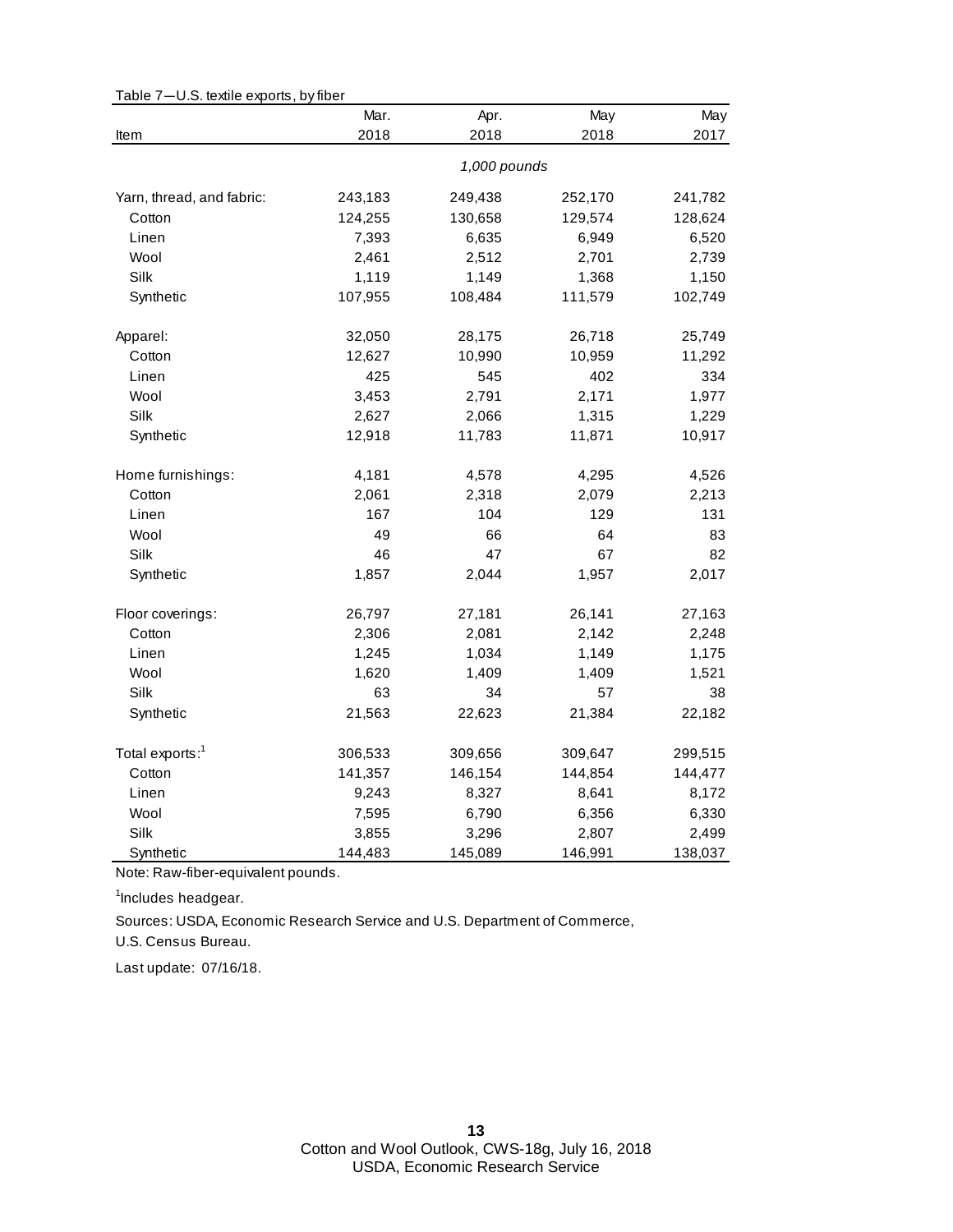Table 7—U.S. textile exports, by fiber

| Item | Mar. 2018 | Apr. 2018 | May 2018 | May 2017 |
|---|---|---|---|---|
| | | *1,000 pounds* | | |
| Yarn, thread, and fabric: | 243,183 | 249,438 | 252,170 | 241,782 |
| Cotton | 124,255 | 130,658 | 129,574 | 128,624 |
| Linen | 7,393 | 6,635 | 6,949 | 6,520 |
| Wool | 2,461 | 2,512 | 2,701 | 2,739 |
| Silk | 1,119 | 1,149 | 1,368 | 1,150 |
| Synthetic | 107,955 | 108,484 | 111,579 | 102,749 |
| Apparel: | 32,050 | 28,175 | 26,718 | 25,749 |
| Cotton | 12,627 | 10,990 | 10,959 | 11,292 |
| Linen | 425 | 545 | 402 | 334 |
| Wool | 3,453 | 2,791 | 2,171 | 1,977 |
| Silk | 2,627 | 2,066 | 1,315 | 1,229 |
| Synthetic | 12,918 | 11,783 | 11,871 | 10,917 |
| Home furnishings: | 4,181 | 4,578 | 4,295 | 4,526 |
| Cotton | 2,061 | 2,318 | 2,079 | 2,213 |
| Linen | 167 | 104 | 129 | 131 |
| Wool | 49 | 66 | 64 | 83 |
| Silk | 46 | 47 | 67 | 82 |
| Synthetic | 1,857 | 2,044 | 1,957 | 2,017 |
| Floor coverings: | 26,797 | 27,181 | 26,141 | 27,163 |
| Cotton | 2,306 | 2,081 | 2,142 | 2,248 |
| Linen | 1,245 | 1,034 | 1,149 | 1,175 |
| Wool | 1,620 | 1,409 | 1,409 | 1,521 |
| Silk | 63 | 34 | 57 | 38 |
| Synthetic | 21,563 | 22,623 | 21,384 | 22,182 |
| Total exports:[1] | 306,533 | 309,656 | 309,647 | 299,515 |
| Cotton | 141,357 | 146,154 | 144,854 | 144,477 |
| Linen | 9,243 | 8,327 | 8,641 | 8,172 |
| Wool | 7,595 | 6,790 | 6,356 | 6,330 |
| Silk | 3,855 | 3,296 | 2,807 | 2,499 |
| Synthetic | 144,483 | 145,089 | 146,991 | 138,037 |

Note: Raw-fiber-equivalent pounds.

[1]Includes headgear.

Sources: USDA, Economic Research Service and U.S. Department of Commerce, U.S. Census Bureau.

Last update: 07/16/18.

Cotton and Wool Outlook, CWS-18g, July 16, 2018
USDA, Economic Research Service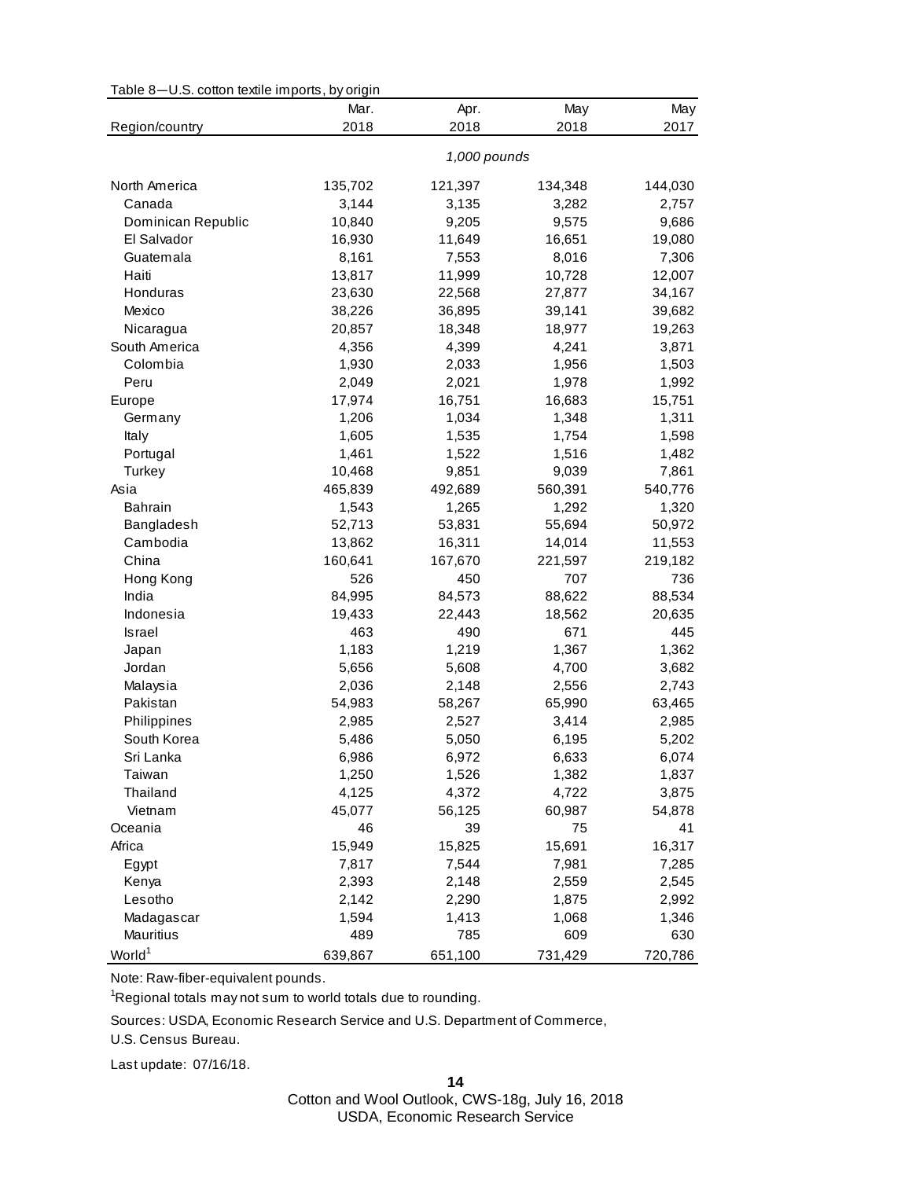Table 8—U.S. cotton textile imports, by origin

| Region/country | Mar. 2018 | Apr. 2018 | May 2018 | May 2017 |
|---|---|---|---|---|
| | *1,000 pounds* | | | |
| North America | 135,702 | 121,397 | 134,348 | 144,030 |
| Canada | 3,144 | 3,135 | 3,282 | 2,757 |
| Dominican Republic | 10,840 | 9,205 | 9,575 | 9,686 |
| El Salvador | 16,930 | 11,649 | 16,651 | 19,080 |
| Guatemala | 8,161 | 7,553 | 8,016 | 7,306 |
| Haiti | 13,817 | 11,999 | 10,728 | 12,007 |
| Honduras | 23,630 | 22,568 | 27,877 | 34,167 |
| Mexico | 38,226 | 36,895 | 39,141 | 39,682 |
| Nicaragua | 20,857 | 18,348 | 18,977 | 19,263 |
| South America | 4,356 | 4,399 | 4,241 | 3,871 |
| Colombia | 1,930 | 2,033 | 1,956 | 1,503 |
| Peru | 2,049 | 2,021 | 1,978 | 1,992 |
| Europe | 17,974 | 16,751 | 16,683 | 15,751 |
| Germany | 1,206 | 1,034 | 1,348 | 1,311 |
| Italy | 1,605 | 1,535 | 1,754 | 1,598 |
| Portugal | 1,461 | 1,522 | 1,516 | 1,482 |
| Turkey | 10,468 | 9,851 | 9,039 | 7,861 |
| Asia | 465,839 | 492,689 | 560,391 | 540,776 |
| Bahrain | 1,543 | 1,265 | 1,292 | 1,320 |
| Bangladesh | 52,713 | 53,831 | 55,694 | 50,972 |
| Cambodia | 13,862 | 16,311 | 14,014 | 11,553 |
| China | 160,641 | 167,670 | 221,597 | 219,182 |
| Hong Kong | 526 | 450 | 707 | 736 |
| India | 84,995 | 84,573 | 88,622 | 88,534 |
| Indonesia | 19,433 | 22,443 | 18,562 | 20,635 |
| Israel | 463 | 490 | 671 | 445 |
| Japan | 1,183 | 1,219 | 1,367 | 1,362 |
| Jordan | 5,656 | 5,608 | 4,700 | 3,682 |
| Malaysia | 2,036 | 2,148 | 2,556 | 2,743 |
| Pakistan | 54,983 | 58,267 | 65,990 | 63,465 |
| Philippines | 2,985 | 2,527 | 3,414 | 2,985 |
| South Korea | 5,486 | 5,050 | 6,195 | 5,202 |
| Sri Lanka | 6,986 | 6,972 | 6,633 | 6,074 |
| Taiwan | 1,250 | 1,526 | 1,382 | 1,837 |
| Thailand | 4,125 | 4,372 | 4,722 | 3,875 |
| Vietnam | 45,077 | 56,125 | 60,987 | 54,878 |
| Oceania | 46 | 39 | 75 | 41 |
| Africa | 15,949 | 15,825 | 15,691 | 16,317 |
| Egypt | 7,817 | 7,544 | 7,981 | 7,285 |
| Kenya | 2,393 | 2,148 | 2,559 | 2,545 |
| Lesotho | 2,142 | 2,290 | 1,875 | 2,992 |
| Madagascar | 1,594 | 1,413 | 1,068 | 1,346 |
| Mauritius | 489 | 785 | 609 | 630 |
| World[1] | 639,867 | 651,100 | 731,429 | 720,786 |

Note: Raw-fiber-equivalent pounds.

[1]Regional totals may not sum to world totals due to rounding.

Sources: USDA, Economic Research Service and U.S. Department of Commerce, U.S. Census Bureau.

Last update: 07/16/18.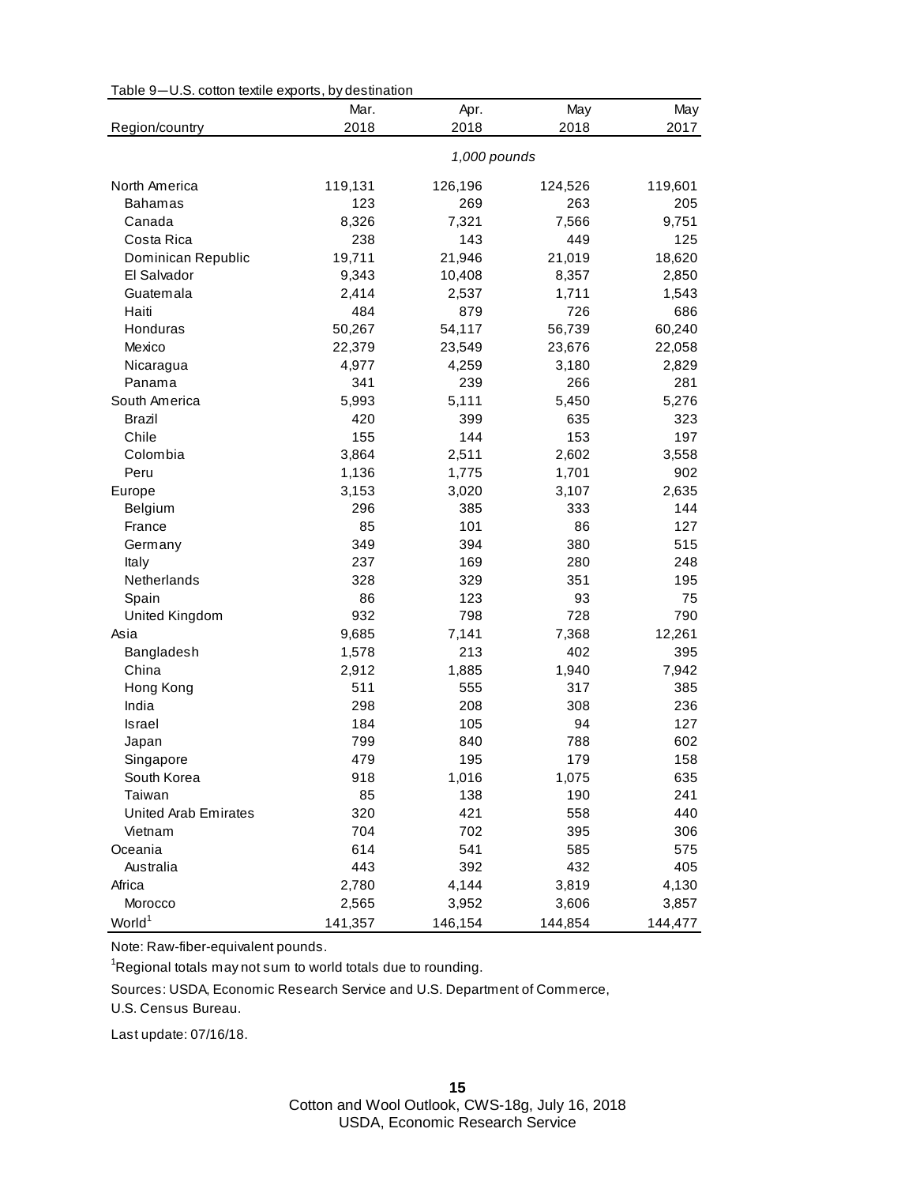Table 9—U.S. cotton textile exports, by destination

| Region/country | Mar. 2018 | Apr. 2018 | May 2018 | May 2017 |
|---|---|---|---|---|
| | *1,000 pounds* | | | |
| North America | 119,131 | 126,196 | 124,526 | 119,601 |
| Bahamas | 123 | 269 | 263 | 205 |
| Canada | 8,326 | 7,321 | 7,566 | 9,751 |
| Costa Rica | 238 | 143 | 449 | 125 |
| Dominican Republic | 19,711 | 21,946 | 21,019 | 18,620 |
| El Salvador | 9,343 | 10,408 | 8,357 | 2,850 |
| Guatemala | 2,414 | 2,537 | 1,711 | 1,543 |
| Haiti | 484 | 879 | 726 | 686 |
| Honduras | 50,267 | 54,117 | 56,739 | 60,240 |
| Mexico | 22,379 | 23,549 | 23,676 | 22,058 |
| Nicaragua | 4,977 | 4,259 | 3,180 | 2,829 |
| Panama | 341 | 239 | 266 | 281 |
| South America | 5,993 | 5,111 | 5,450 | 5,276 |
| Brazil | 420 | 399 | 635 | 323 |
| Chile | 155 | 144 | 153 | 197 |
| Colombia | 3,864 | 2,511 | 2,602 | 3,558 |
| Peru | 1,136 | 1,775 | 1,701 | 902 |
| Europe | 3,153 | 3,020 | 3,107 | 2,635 |
| Belgium | 296 | 385 | 333 | 144 |
| France | 85 | 101 | 86 | 127 |
| Germany | 349 | 394 | 380 | 515 |
| Italy | 237 | 169 | 280 | 248 |
| Netherlands | 328 | 329 | 351 | 195 |
| Spain | 86 | 123 | 93 | 75 |
| United Kingdom | 932 | 798 | 728 | 790 |
| Asia | 9,685 | 7,141 | 7,368 | 12,261 |
| Bangladesh | 1,578 | 213 | 402 | 395 |
| China | 2,912 | 1,885 | 1,940 | 7,942 |
| Hong Kong | 511 | 555 | 317 | 385 |
| India | 298 | 208 | 308 | 236 |
| Israel | 184 | 105 | 94 | 127 |
| Japan | 799 | 840 | 788 | 602 |
| Singapore | 479 | 195 | 179 | 158 |
| South Korea | 918 | 1,016 | 1,075 | 635 |
| Taiwan | 85 | 138 | 190 | 241 |
| United Arab Emirates | 320 | 421 | 558 | 440 |
| Vietnam | 704 | 702 | 395 | 306 |
| Oceania | 614 | 541 | 585 | 575 |
| Australia | 443 | 392 | 432 | 405 |
| Africa | 2,780 | 4,144 | 3,819 | 4,130 |
| Morocco | 2,565 | 3,952 | 3,606 | 3,857 |
| World[1] | 141,357 | 146,154 | 144,854 | 144,477 |

Note: Raw-fiber-equivalent pounds.

[1]Regional totals may not sum to world totals due to rounding.

Sources: USDA, Economic Research Service and U.S. Department of Commerce, U.S. Census Bureau.

Last update: 07/16/18.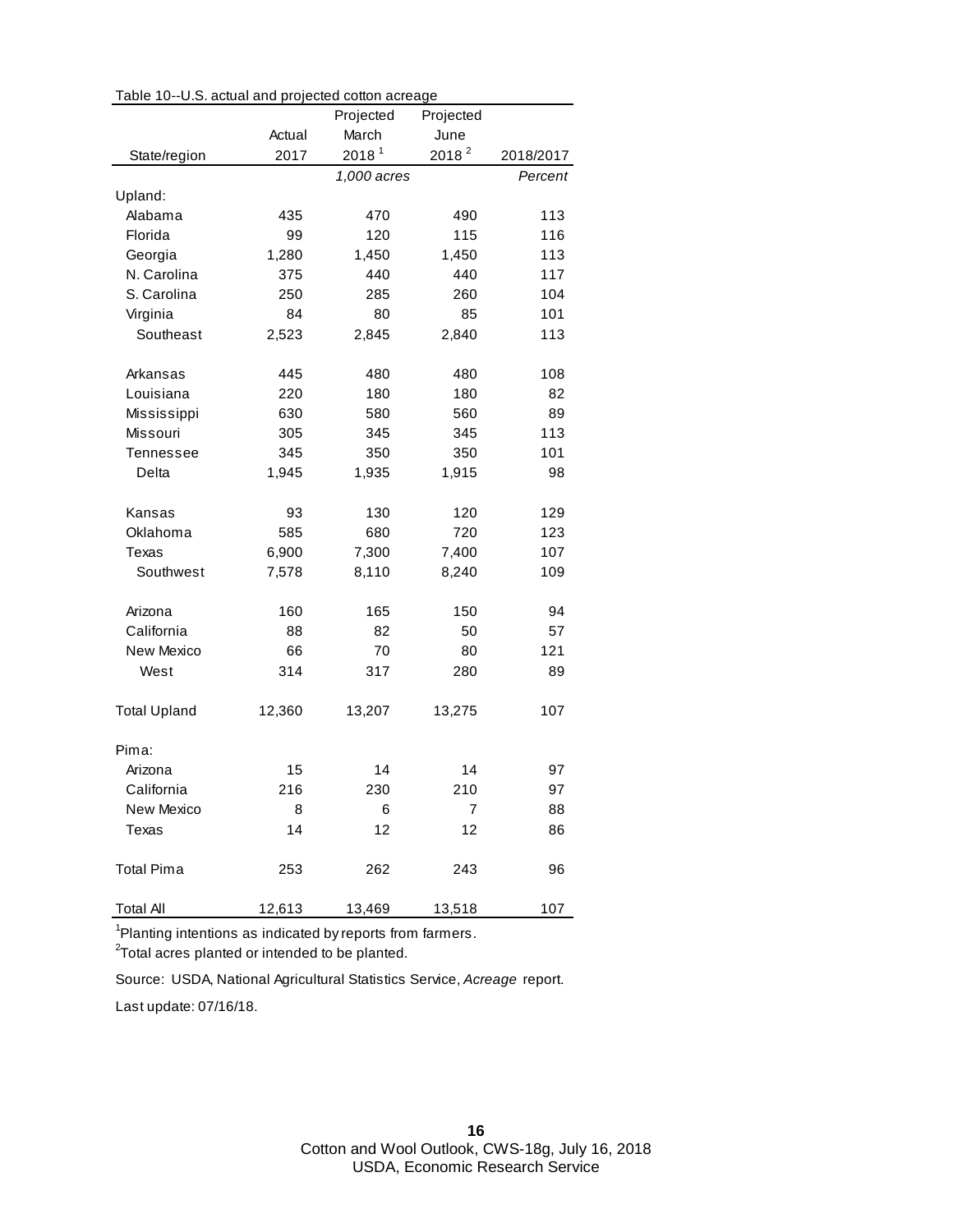Table 10--U.S. actual and projected cotton acreage

| State/region | Actual 2017 | Projected March 2018 [1] | Projected June 2018 [2] | 2018/2017 |
|---|---|---|---|---|
| | | *1,000 acres* | | *Percent* |
| Upland: | | | | |
| Alabama | 435 | 470 | 490 | 113 |
| Florida | 99 | 120 | 115 | 116 |
| Georgia | 1,280 | 1,450 | 1,450 | 113 |
| N. Carolina | 375 | 440 | 440 | 117 |
| S. Carolina | 250 | 285 | 260 | 104 |
| Virginia | 84 | 80 | 85 | 101 |
| Southeast | 2,523 | 2,845 | 2,840 | 113 |
| | | | | |
| Arkansas | 445 | 480 | 480 | 108 |
| Louisiana | 220 | 180 | 180 | 82 |
| Mississippi | 630 | 580 | 560 | 89 |
| Missouri | 305 | 345 | 345 | 113 |
| Tennessee | 345 | 350 | 350 | 101 |
| Delta | 1,945 | 1,935 | 1,915 | 98 |
| | | | | |
| Kansas | 93 | 130 | 120 | 129 |
| Oklahoma | 585 | 680 | 720 | 123 |
| Texas | 6,900 | 7,300 | 7,400 | 107 |
| Southwest | 7,578 | 8,110 | 8,240 | 109 |
| | | | | |
| Arizona | 160 | 165 | 150 | 94 |
| California | 88 | 82 | 50 | 57 |
| New Mexico | 66 | 70 | 80 | 121 |
| West | 314 | 317 | 280 | 89 |
| | | | | |
| Total Upland | 12,360 | 13,207 | 13,275 | 107 |
| | | | | |
| Pima: | | | | |
| Arizona | 15 | 14 | 14 | 97 |
| California | 216 | 230 | 210 | 97 |
| New Mexico | 8 | 6 | 7 | 88 |
| Texas | 14 | 12 | 12 | 86 |
| | | | | |
| Total Pima | 253 | 262 | 243 | 96 |
| | | | | |
| Total All | 12,613 | 13,469 | 13,518 | 107 |

[1]Planting intentions as indicated by reports from farmers.

[2]Total acres planted or intended to be planted.

Source: USDA, National Agricultural Statistics Service, *Acreage* report.

Last update: 07/16/18.